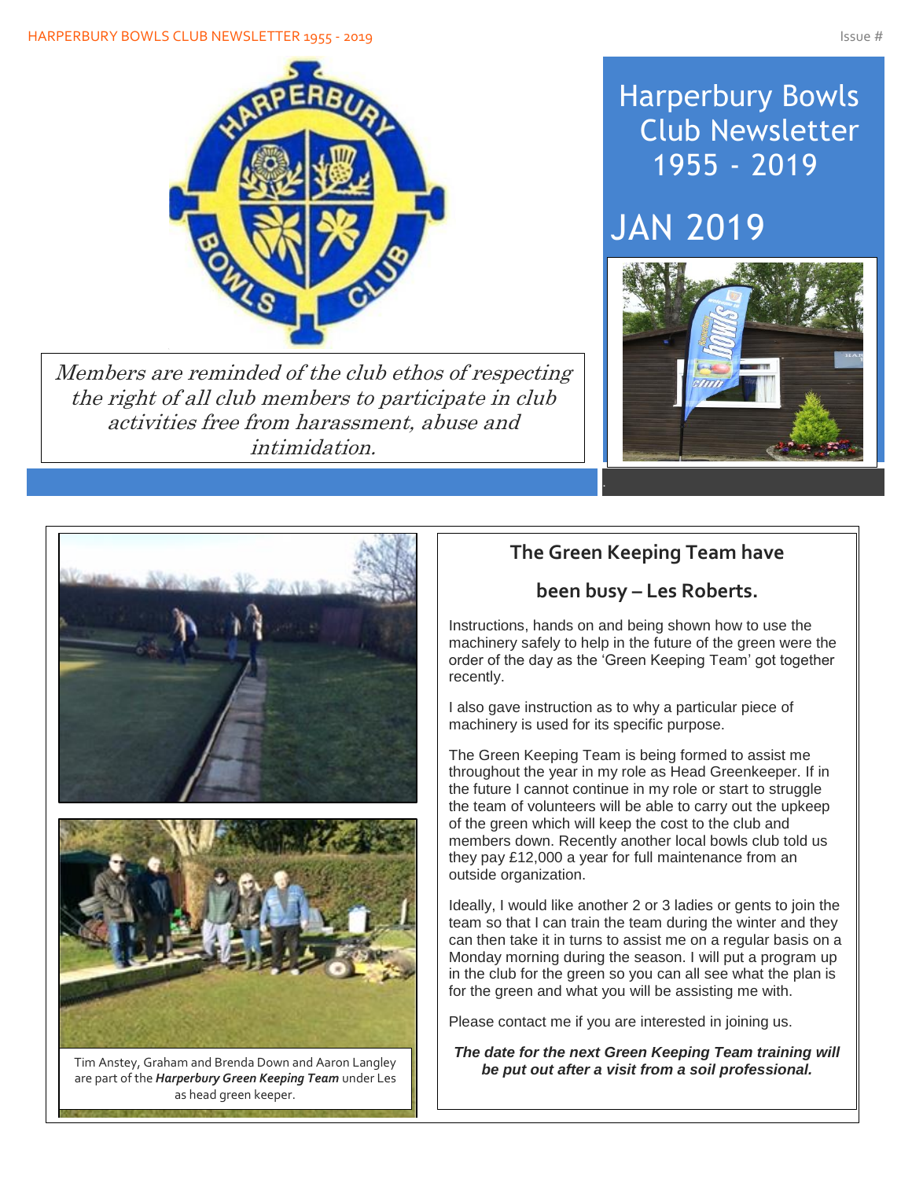# Harperbury Bowls Club Newsletter 1955 - 2019

## JAN 2019

*Members are reminded of the club ethos of respecting the right of all club members to participate in club activities free from harassment, abuse and intimidation.*

Tim Anstey, Graham and Brenda Down and Aaron Langley are part of the ***Harperbury Green Keeping Team*** under Les as head green keeper.

## The Green Keeping Team have been busy – Les Roberts.

Instructions, hands on and being shown how to use the machinery safely to help in the future of the green were the order of the day as the 'Green Keeping Team' got together recently.

I also gave instruction as to why a particular piece of machinery is used for its specific purpose.

The Green Keeping Team is being formed to assist me throughout the year in my role as Head Greenkeeper. If in the future I cannot continue in my role or start to struggle the team of volunteers will be able to carry out the upkeep of the green which will keep the cost to the club and members down. Recently another local bowls club told us they pay £12,000 a year for full maintenance from an outside organization.

Ideally, I would like another 2 or 3 ladies or gents to join the team so that I can train the team during the winter and they can then take it in turns to assist me on a regular basis on a Monday morning during the season. I will put a program up in the club for the green so you can all see what the plan is for the green and what you will be assisting me with.

Please contact me if you are interested in joining us.

***The date for the next Green Keeping Team training will be put out after a visit from a soil professional.***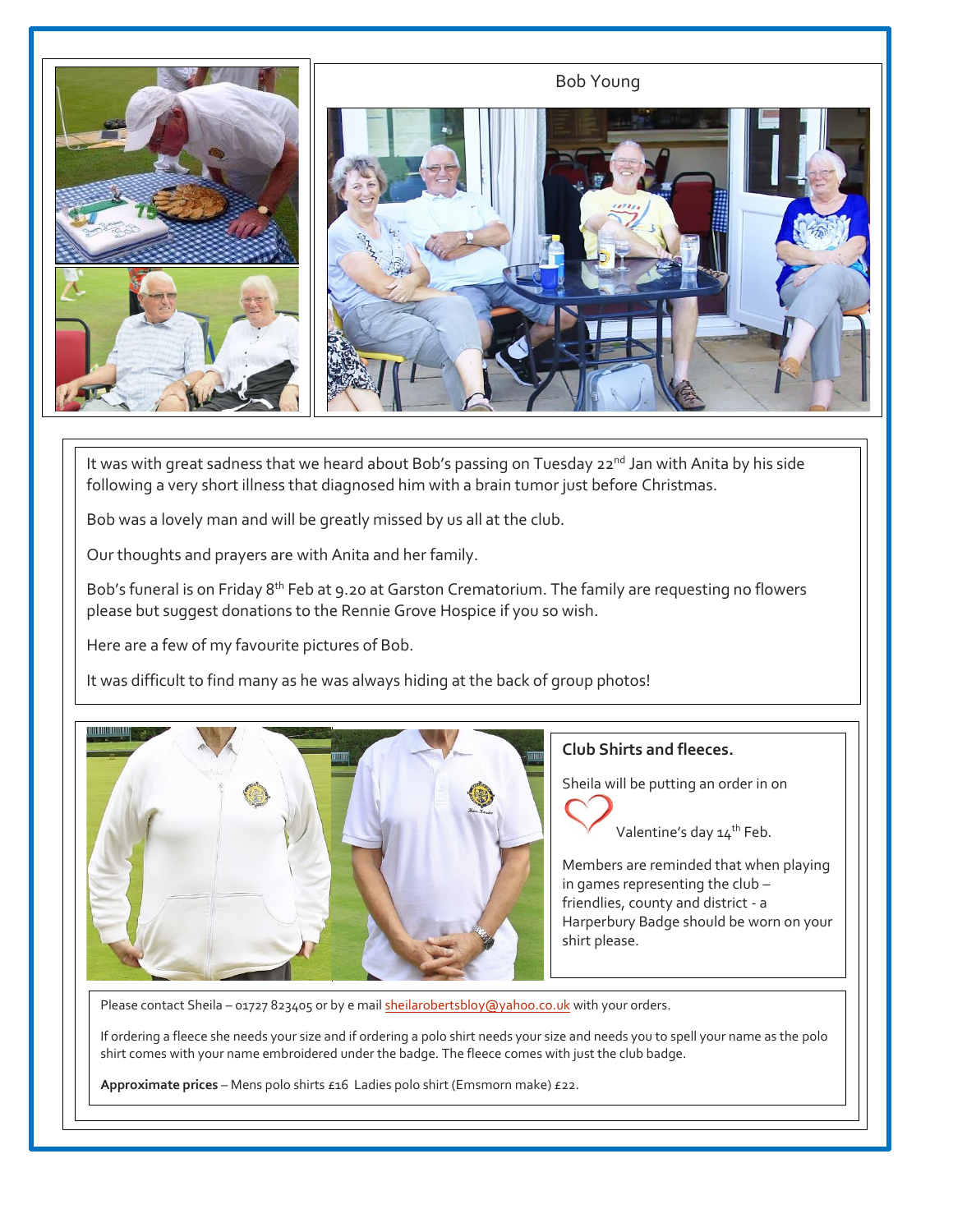Bob Young

It was with great sadness that we heard about Bob's passing on Tuesday 22nd Jan with Anita by his side following a very short illness that diagnosed him with a brain tumor just before Christmas.

Bob was a lovely man and will be greatly missed by us all at the club.

Our thoughts and prayers are with Anita and her family.

Bob's funeral is on Friday 8th Feb at 9.20 at Garston Crematorium. The family are requesting no flowers please but suggest donations to the Rennie Grove Hospice if you so wish.

Here are a few of my favourite pictures of Bob.

It was difficult to find many as he was always hiding at the back of group photos!

**Club Shirts and fleeces.**

Sheila will be putting an order in on Valentine's day 14th Feb.

Members are reminded that when playing in games representing the club – friendlies, county and district - a Harperbury Badge should be worn on your shirt please.

Please contact Sheila – 01727 823405 or by e mail sheilarobertsbloy@yahoo.co.uk with your orders.

If ordering a fleece she needs your size and if ordering a polo shirt needs your size and needs you to spell your name as the polo shirt comes with your name embroidered under the badge. The fleece comes with just the club badge.

**Approximate prices** – Mens polo shirts £16 Ladies polo shirt (Emsmorn make) £22.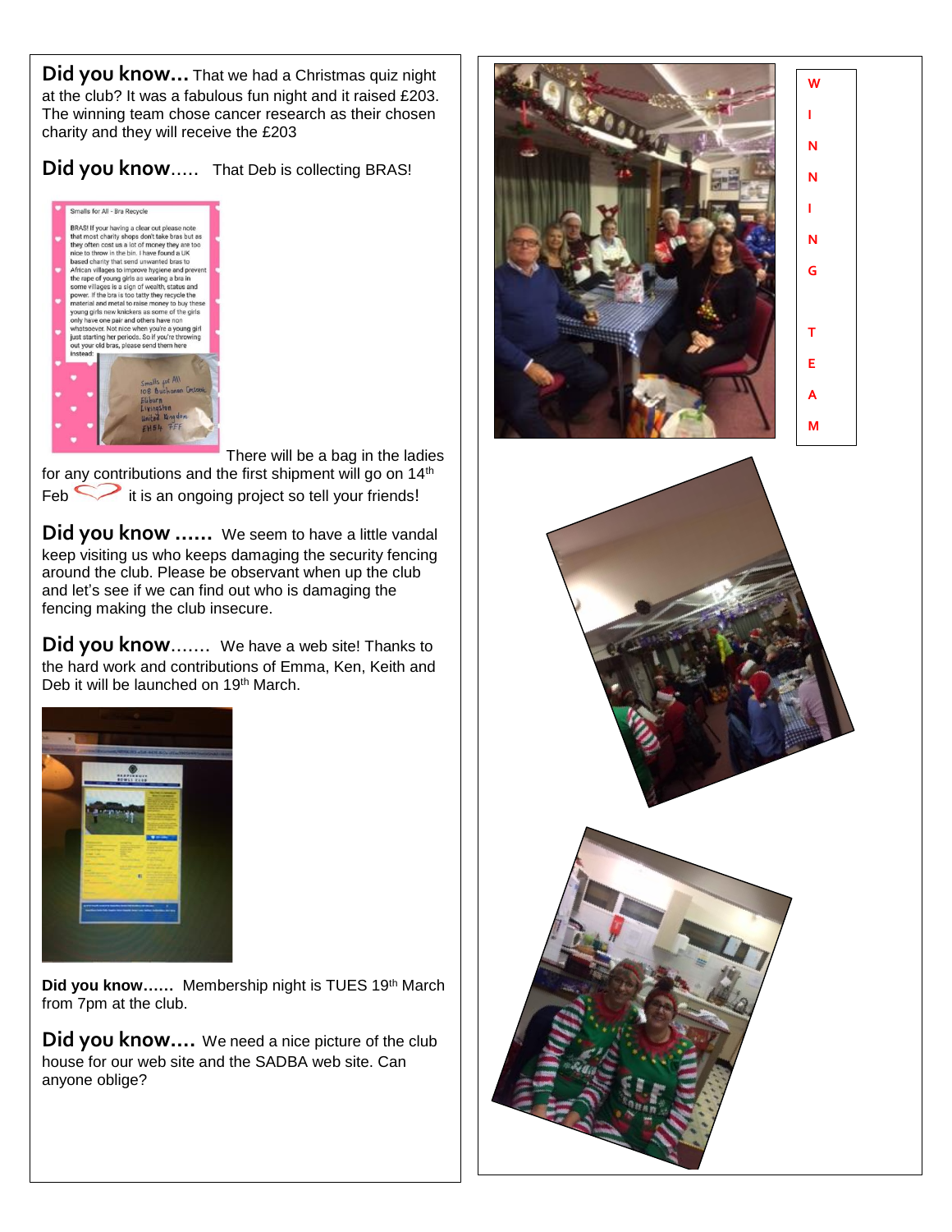**Did you know…** That we had a Christmas quiz night at the club? It was a fabulous fun night and it raised £203. The winning team chose cancer research as their chosen charity and they will receive the £203

**Did you know…..** That Deb is collecting BRAS!

Smalls for All - Bra Recycle

BRAS! If your having a clear out please note that most charity shops don't take bras but as they often cost us a lot of money they are too nice to throw in the bin. I have found a UK based charity that send unwanted bras to African villages to improve hygiene and prevent the rape of young girls as wearing a bra in some villages is a sign of wealth, status and power. If the bra is too tatty they recycle the material and metal to raise money to buy these young girls new knickers as some of the girls only have one pair and others have non whatsoever. Not nice when you're a young girl just starting her periods. So if you're throwing out your old bras, please send them here instead:

Smalls for All
108 Buchanan Crescent
Eliburn
Livingston
United Kingdom
EH54 7EE

There will be a bag in the ladies for any contributions and the first shipment will go on 14th Feb it is an ongoing project so tell your friends!

**Did you know ……** We seem to have a little vandal keep visiting us who keeps damaging the security fencing around the club. Please be observant when up the club and let's see if we can find out who is damaging the fencing making the club insecure.

**Did you know…….** We have a web site! Thanks to the hard work and contributions of Emma, Ken, Keith and Deb it will be launched on 19th March.

**Did you know……** Membership night is TUES 19th March from 7pm at the club.

**Did you know….** We need a nice picture of the club house for our web site and the SADBA web site. Can anyone oblige?

**WINNING TEAM**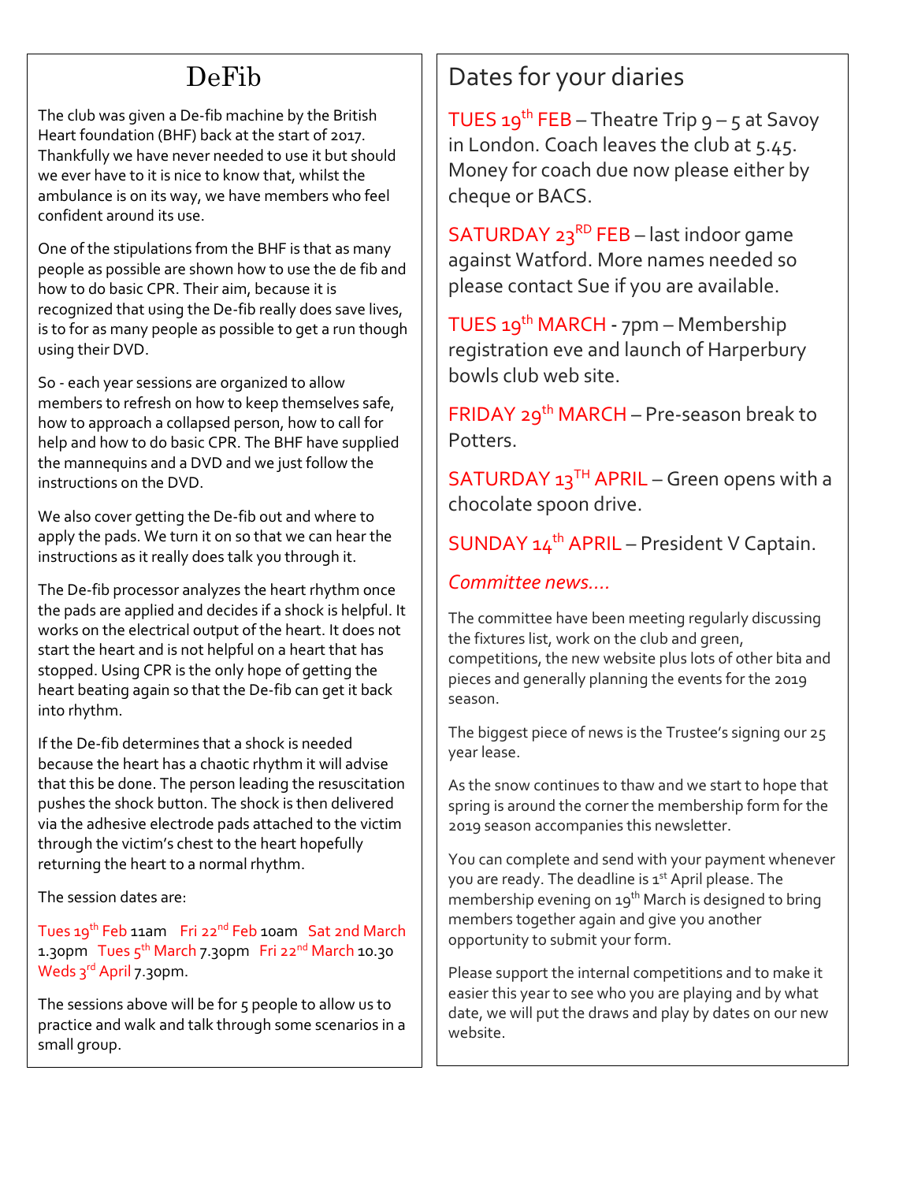# DeFib

The club was given a De-fib machine by the British Heart foundation (BHF) back at the start of 2017. Thankfully we have never needed to use it but should we ever have to it is nice to know that, whilst the ambulance is on its way, we have members who feel confident around its use.

One of the stipulations from the BHF is that as many people as possible are shown how to use the de fib and how to do basic CPR. Their aim, because it is recognized that using the De-fib really does save lives, is to for as many people as possible to get a run though using their DVD.

So - each year sessions are organized to allow members to refresh on how to keep themselves safe, how to approach a collapsed person, how to call for help and how to do basic CPR. The BHF have supplied the mannequins and a DVD and we just follow the instructions on the DVD.

We also cover getting the De-fib out and where to apply the pads. We turn it on so that we can hear the instructions as it really does talk you through it.

The De-fib processor analyzes the heart rhythm once the pads are applied and decides if a shock is helpful. It works on the electrical output of the heart. It does not start the heart and is not helpful on a heart that has stopped. Using CPR is the only hope of getting the heart beating again so that the De-fib can get it back into rhythm.

If the De-fib determines that a shock is needed because the heart has a chaotic rhythm it will advise that this be done. The person leading the resuscitation pushes the shock button. The shock is then delivered via the adhesive electrode pads attached to the victim through the victim's chest to the heart hopefully returning the heart to a normal rhythm.

The session dates are:

Tues 19th Feb 11am Fri 22nd Feb 10am Sat 2nd March 1.30pm Tues 5th March 7.30pm Fri 22nd March 10.30 Weds 3rd April 7.30pm.

The sessions above will be for 5 people to allow us to practice and walk and talk through some scenarios in a small group.

# Dates for your diaries

TUES 19th FEB – Theatre Trip 9 – 5 at Savoy in London. Coach leaves the club at 5.45. Money for coach due now please either by cheque or BACS.

SATURDAY 23RD FEB – last indoor game against Watford. More names needed so please contact Sue if you are available.

TUES 19th MARCH - 7pm – Membership registration eve and launch of Harperbury bowls club web site.

FRIDAY 29th MARCH – Pre-season break to Potters.

SATURDAY 13TH APRIL – Green opens with a chocolate spoon drive.

SUNDAY 14th APRIL – President V Captain.

*Committee news....*

The committee have been meeting regularly discussing the fixtures list, work on the club and green, competitions, the new website plus lots of other bita and pieces and generally planning the events for the 2019 season.

The biggest piece of news is the Trustee's signing our 25 year lease.

As the snow continues to thaw and we start to hope that spring is around the corner the membership form for the 2019 season accompanies this newsletter.

You can complete and send with your payment whenever you are ready. The deadline is 1st April please. The membership evening on 19th March is designed to bring members together again and give you another opportunity to submit your form.

Please support the internal competitions and to make it easier this year to see who you are playing and by what date, we will put the draws and play by dates on our new website.